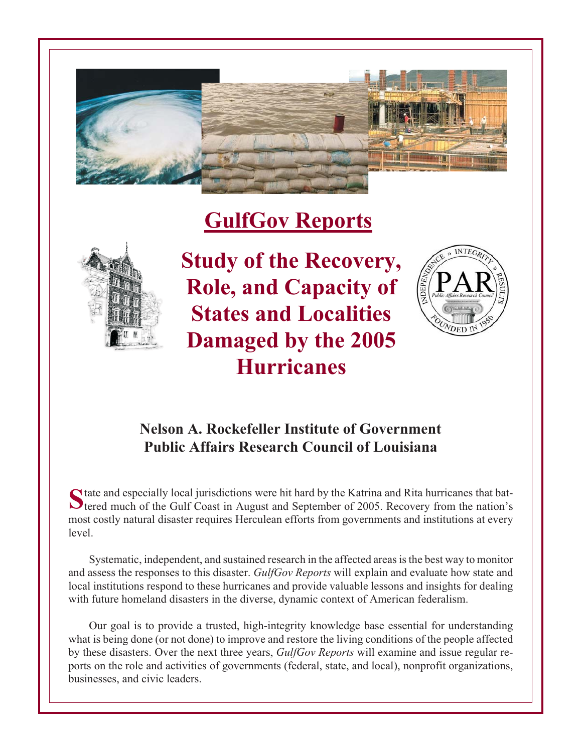# GulfGov Reports

## Study of the Recovery, Role, and Capacity of States and Localities Damaged by the 2005 Hurricanes

**Nelson A. Rockefeller Institute of Government**
**Public Affairs Research Council of Louisiana**

State and especially local jurisdictions were hit hard by the Katrina and Rita hurricanes that battered much of the Gulf Coast in August and September of 2005. Recovery from the nation's most costly natural disaster requires Herculean efforts from governments and institutions at every level.

Systematic, independent, and sustained research in the affected areas is the best way to monitor and assess the responses to this disaster. *GulfGov Reports* will explain and evaluate how state and local institutions respond to these hurricanes and provide valuable lessons and insights for dealing with future homeland disasters in the diverse, dynamic context of American federalism.

Our goal is to provide a trusted, high-integrity knowledge base essential for understanding what is being done (or not done) to improve and restore the living conditions of the people affected by these disasters. Over the next three years, *GulfGov Reports* will examine and issue regular reports on the role and activities of governments (federal, state, and local), nonprofit organizations, businesses, and civic leaders.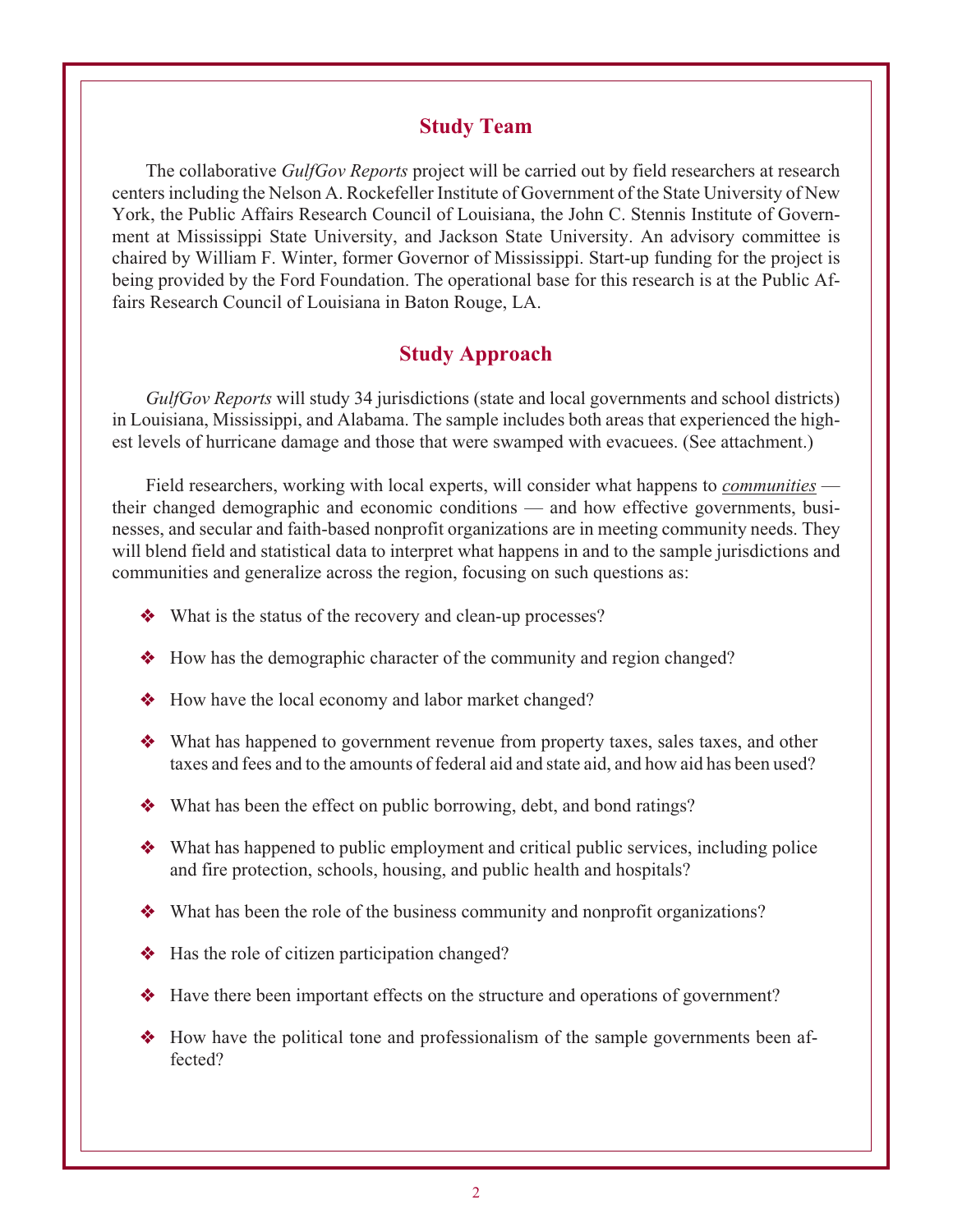## Study Team

The collaborative *GulfGov Reports* project will be carried out by field researchers at research centers including the Nelson A. Rockefeller Institute of Government of the State University of New York, the Public Affairs Research Council of Louisiana, the John C. Stennis Institute of Government at Mississippi State University, and Jackson State University. An advisory committee is chaired by William F. Winter, former Governor of Mississippi. Start-up funding for the project is being provided by the Ford Foundation. The operational base for this research is at the Public Affairs Research Council of Louisiana in Baton Rouge, LA.

## Study Approach

*GulfGov Reports* will study 34 jurisdictions (state and local governments and school districts) in Louisiana, Mississippi, and Alabama. The sample includes both areas that experienced the highest levels of hurricane damage and those that were swamped with evacuees. (See attachment.)

Field researchers, working with local experts, will consider what happens to *communities* — their changed demographic and economic conditions — and how effective governments, businesses, and secular and faith-based nonprofit organizations are in meeting community needs. They will blend field and statistical data to interpret what happens in and to the sample jurisdictions and communities and generalize across the region, focusing on such questions as:

- What is the status of the recovery and clean-up processes?
- How has the demographic character of the community and region changed?
- How have the local economy and labor market changed?
- What has happened to government revenue from property taxes, sales taxes, and other taxes and fees and to the amounts of federal aid and state aid, and how aid has been used?
- What has been the effect on public borrowing, debt, and bond ratings?
- What has happened to public employment and critical public services, including police and fire protection, schools, housing, and public health and hospitals?
- What has been the role of the business community and nonprofit organizations?
- Has the role of citizen participation changed?
- Have there been important effects on the structure and operations of government?
- How have the political tone and professionalism of the sample governments been affected?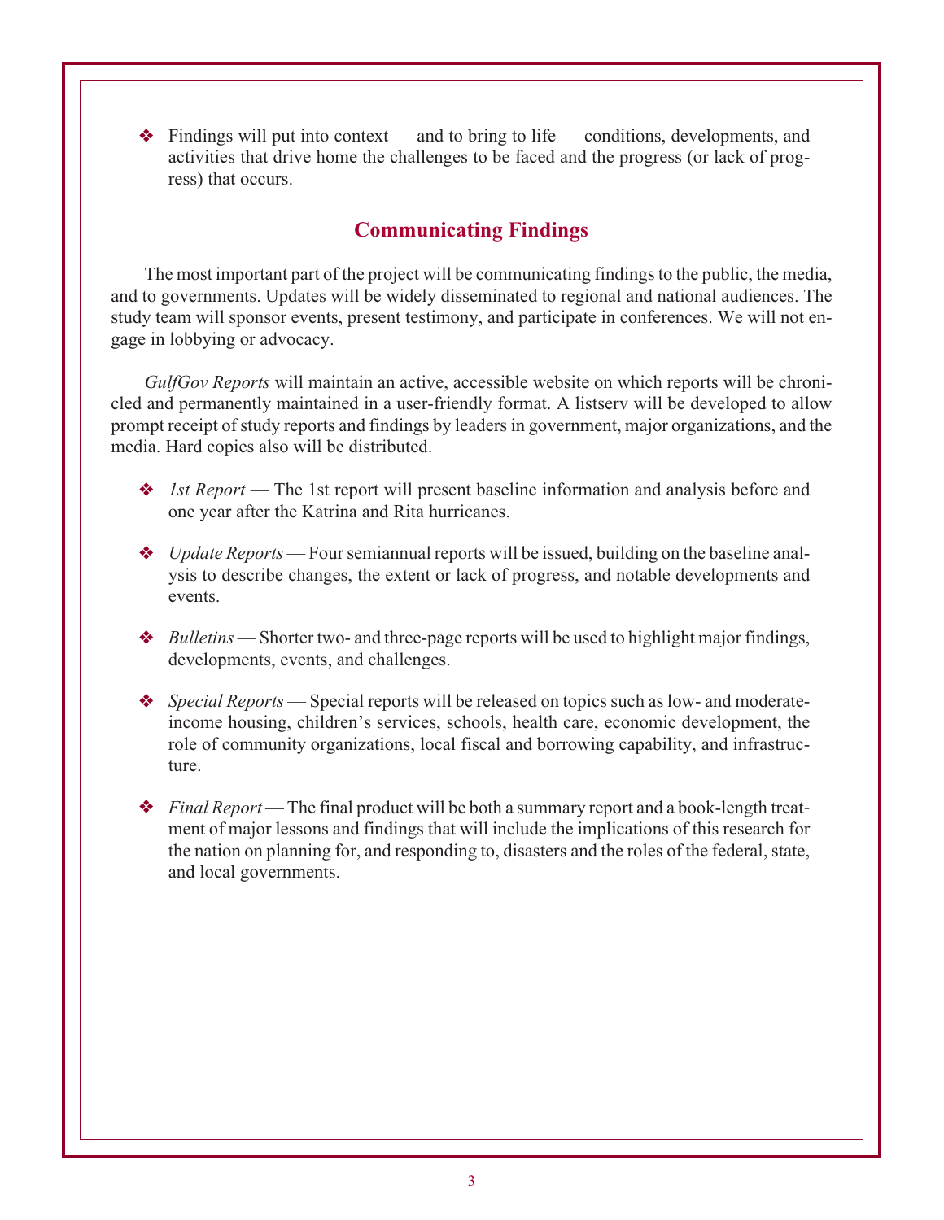- Findings will put into context — and to bring to life — conditions, developments, and activities that drive home the challenges to be faced and the progress (or lack of progress) that occurs.

## Communicating Findings

The most important part of the project will be communicating findings to the public, the media, and to governments. Updates will be widely disseminated to regional and national audiences. The study team will sponsor events, present testimony, and participate in conferences. We will not engage in lobbying or advocacy.

*GulfGov Reports* will maintain an active, accessible website on which reports will be chronicled and permanently maintained in a user-friendly format. A listserv will be developed to allow prompt receipt of study reports and findings by leaders in government, major organizations, and the media. Hard copies also will be distributed.

- *1st Report* — The 1st report will present baseline information and analysis before and one year after the Katrina and Rita hurricanes.

- *Update Reports* — Four semiannual reports will be issued, building on the baseline analysis to describe changes, the extent or lack of progress, and notable developments and events.

- *Bulletins* — Shorter two- and three-page reports will be used to highlight major findings, developments, events, and challenges.

- *Special Reports* — Special reports will be released on topics such as low- and moderate-income housing, children's services, schools, health care, economic development, the role of community organizations, local fiscal and borrowing capability, and infrastructure.

- *Final Report* — The final product will be both a summary report and a book-length treatment of major lessons and findings that will include the implications of this research for the nation on planning for, and responding to, disasters and the roles of the federal, state, and local governments.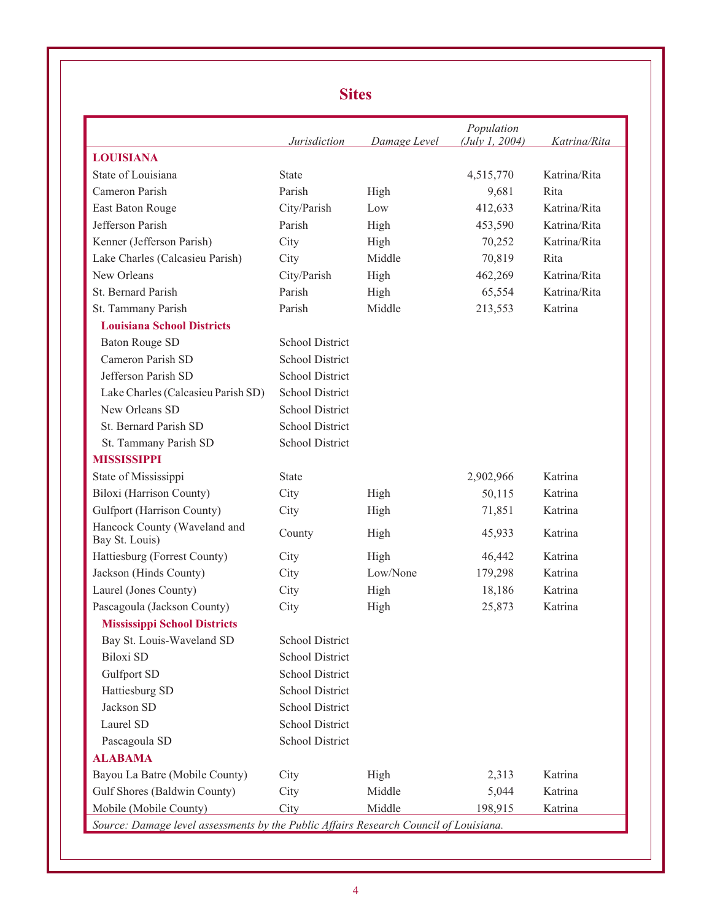## Sites

| | *Jurisdiction* | *Damage Level* | *Population (July 1, 2004)* | *Katrina/Rita* |
|---|---|---|---|---|
| **LOUISIANA** | | | | |
| State of Louisiana | State | | 4,515,770 | Katrina/Rita |
| Cameron Parish | Parish | High | 9,681 | Rita |
| East Baton Rouge | City/Parish | Low | 412,633 | Katrina/Rita |
| Jefferson Parish | Parish | High | 453,590 | Katrina/Rita |
| Kenner (Jefferson Parish) | City | High | 70,252 | Katrina/Rita |
| Lake Charles (Calcasieu Parish) | City | Middle | 70,819 | Rita |
| New Orleans | City/Parish | High | 462,269 | Katrina/Rita |
| St. Bernard Parish | Parish | High | 65,554 | Katrina/Rita |
| St. Tammany Parish | Parish | Middle | 213,553 | Katrina |
| **Louisiana School Districts** | | | | |
| Baton Rouge SD | School District | | | |
| Cameron Parish SD | School District | | | |
| Jefferson Parish SD | School District | | | |
| Lake Charles (Calcasieu Parish SD) | School District | | | |
| New Orleans SD | School District | | | |
| St. Bernard Parish SD | School District | | | |
| St. Tammany Parish SD | School District | | | |
| **MISSISSIPPI** | | | | |
| State of Mississippi | State | | 2,902,966 | Katrina |
| Biloxi (Harrison County) | City | High | 50,115 | Katrina |
| Gulfport (Harrison County) | City | High | 71,851 | Katrina |
| Hancock County (Waveland and Bay St. Louis) | County | High | 45,933 | Katrina |
| Hattiesburg (Forrest County) | City | High | 46,442 | Katrina |
| Jackson (Hinds County) | City | Low/None | 179,298 | Katrina |
| Laurel (Jones County) | City | High | 18,186 | Katrina |
| Pascagoula (Jackson County) | City | High | 25,873 | Katrina |
| **Mississippi School Districts** | | | | |
| Bay St. Louis-Waveland SD | School District | | | |
| Biloxi SD | School District | | | |
| Gulfport SD | School District | | | |
| Hattiesburg SD | School District | | | |
| Jackson SD | School District | | | |
| Laurel SD | School District | | | |
| Pascagoula SD | School District | | | |
| **ALABAMA** | | | | |
| Bayou La Batre (Mobile County) | City | High | 2,313 | Katrina |
| Gulf Shores (Baldwin County) | City | Middle | 5,044 | Katrina |
| Mobile (Mobile County) | City | Middle | 198,915 | Katrina |

*Source: Damage level assessments by the Public Affairs Research Council of Louisiana.*